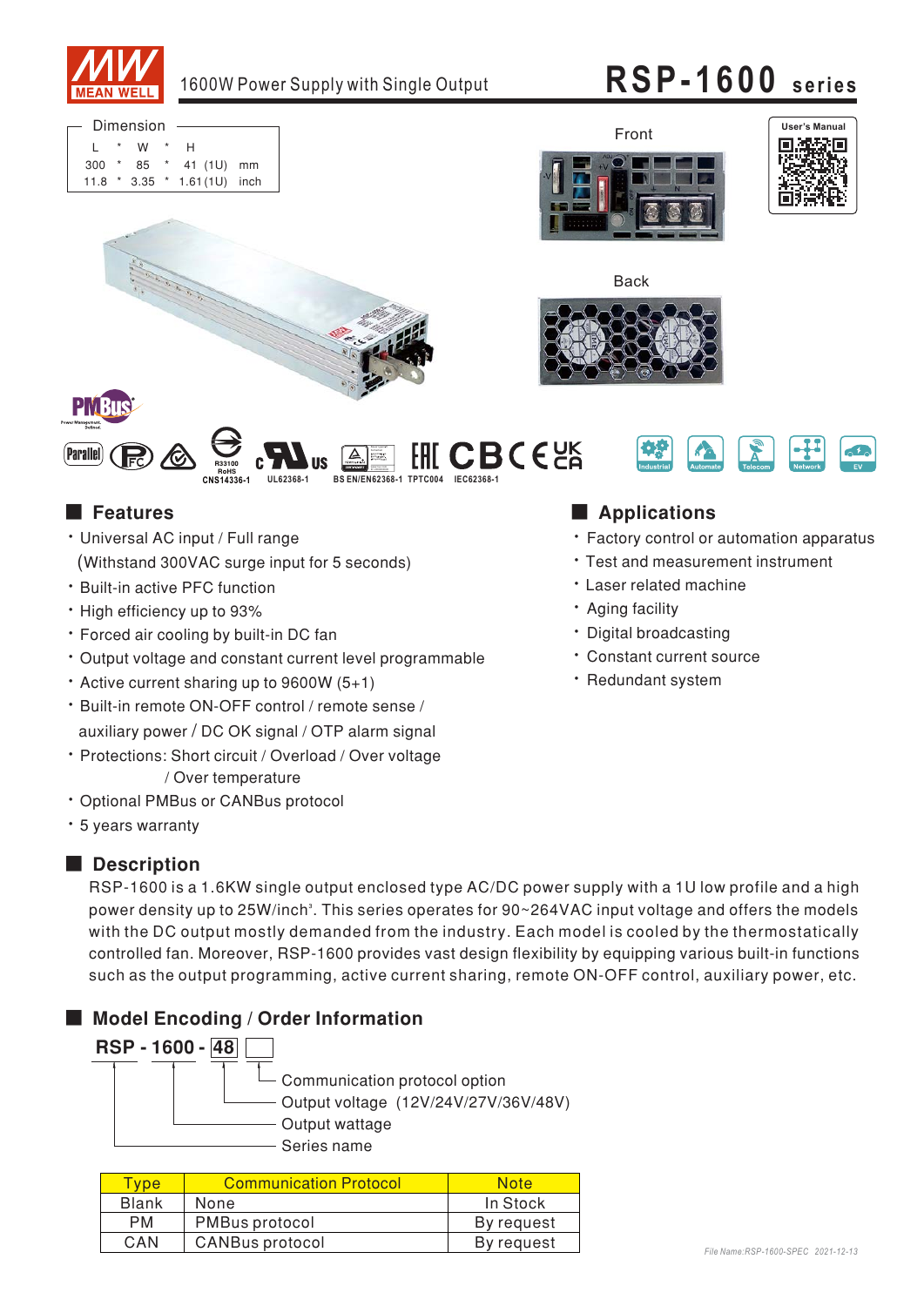# 1600W Power Supply with Single Output

# RSP-1600 series

| Dimension | | | | | |
|---|---|---|---|---|---|
| L | * | W | * | H | |
| 300 | * | 85 | * | 41 (1U) | mm |
| 11.8 | * | 3.35 | * | 1.61(1U) | inch |

Front

Back

User's Manual

CNS14336-1　UL62368-1　BS EN/EN62368-1　TPTC004　IEC62368-1

Industrial　Automate　Telecom　Network　EV

## Features

- Universal AC input / Full range (Withstand 300VAC surge input for 5 seconds)
- Built-in active PFC function
- High efficiency up to 93%
- Forced air cooling by built-in DC fan
- Output voltage and constant current level programmable
- Active current sharing up to 9600W (5+1)
- Built-in remote ON-OFF control / remote sense / auxiliary power / DC OK signal / OTP alarm signal
- Protections: Short circuit / Overload / Over voltage / Over temperature
- Optional PMBus or CANBus protocol
- 5 years warranty

## Applications

- Factory control or automation apparatus
- Test and measurement instrument
- Laser related machine
- Aging facility
- Digital broadcasting
- Constant current source
- Redundant system

## Description

RSP-1600 is a 1.6KW single output enclosed type AC/DC power supply with a 1U low profile and a high power density up to 25W/inch³. This series operates for 90~264VAC input voltage and offers the models with the DC output mostly demanded from the industry. Each model is cooled by the thermostatically controlled fan. Moreover, RSP-1600 provides vast design flexibility by equipping various built-in functions such as the output programming, active current sharing, remote ON-OFF control, auxiliary power, etc.

## Model Encoding / Order Information

**RSP - 1600 - 48 [ ]**

- Communication protocol option
- Output voltage (12V/24V/27V/36V/48V)
- Output wattage
- Series name

| Type | Communication Protocol | Note |
|---|---|---|
| Blank | None | In Stock |
| PM | PMBus protocol | By request |
| CAN | CANBus protocol | By request |

File Name:RSP-1600-SPEC 2021-12-13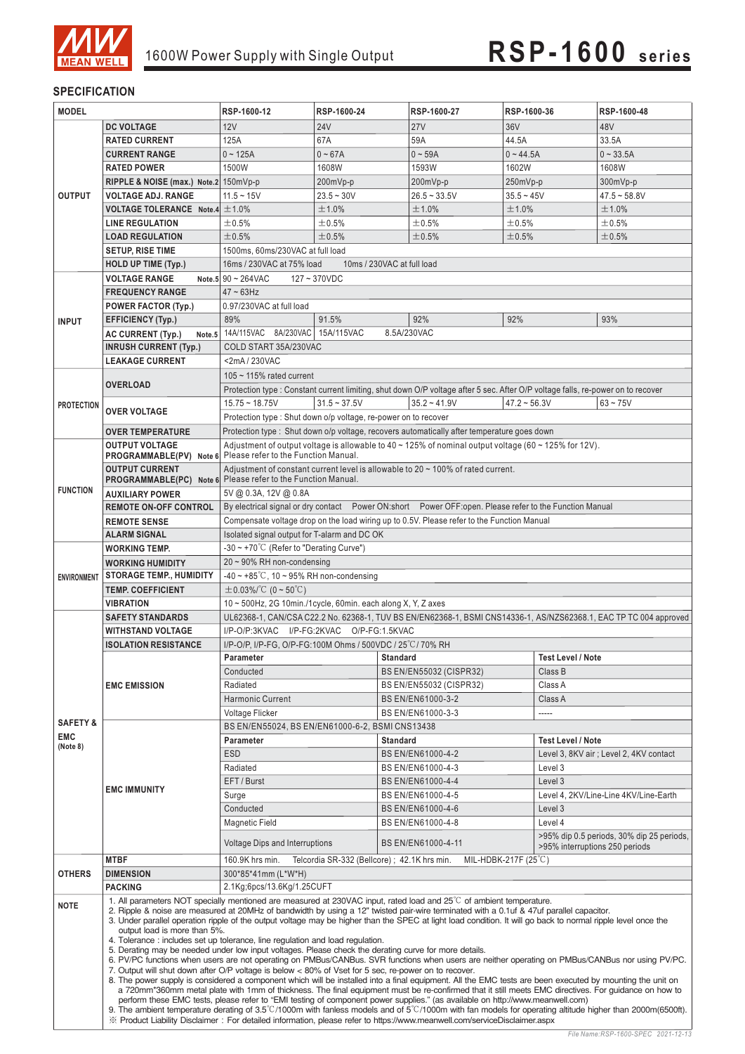# RSP-1600 series

1600W Power Supply with Single Output

## SPECIFICATION

| MODEL | | RSP-1600-12 | RSP-1600-24 | RSP-1600-27 | RSP-1600-36 | RSP-1600-48 |
|---|---|---|---|---|---|---|
| OUTPUT | DC VOLTAGE | 12V | 24V | 27V | 36V | 48V |
| | RATED CURRENT | 125A | 67A | 59A | 44.5A | 33.5A |
| | CURRENT RANGE | 0 ~ 125A | 0 ~ 67A | 0 ~ 59A | 0 ~ 44.5A | 0 ~ 33.5A |
| | RATED POWER | 1500W | 1608W | 1593W | 1602W | 1608W |
| | RIPPLE & NOISE (max.) Note.2 | 150mVp-p | 200mVp-p | 200mVp-p | 250mVp-p | 300mVp-p |
| | VOLTAGE ADJ. RANGE | 11.5 ~ 15V | 23.5 ~ 30V | 26.5 ~ 33.5V | 35.5 ~ 45V | 47.5 ~ 58.8V |
| | VOLTAGE TOLERANCE Note.4 | ±1.0% | ±1.0% | ±1.0% | ±1.0% | ±1.0% |
| | LINE REGULATION | ±0.5% | ±0.5% | ±0.5% | ±0.5% | ±0.5% |
| | LOAD REGULATION | ±0.5% | ±0.5% | ±0.5% | ±0.5% | ±0.5% |
| | SETUP, RISE TIME | 1500ms, 60ms/230VAC at full load | | | | |
| | HOLD UP TIME (Typ.) | 16ms / 230VAC at 75% load    10ms / 230VAC at full load | | | | |
| INPUT | VOLTAGE RANGE Note.5 | 90 ~ 264VAC    127 ~ 370VDC | | | | |
| | FREQUENCY RANGE | 47 ~ 63Hz | | | | |
| | POWER FACTOR (Typ.) | 0.97/230VAC at full load | | | | |
| | EFFICIENCY (Typ.) | 89% | 91.5% | 92% | 92% | 93% |
| | AC CURRENT (Typ.) Note.5 | 14A/115VAC 8A/230VAC | 15A/115VAC    8.5A/230VAC | | | |
| | INRUSH CURRENT (Typ.) | COLD START 35A/230VAC | | | | |
| | LEAKAGE CURRENT | <2mA / 230VAC | | | | |
| PROTECTION | OVERLOAD | 105 ~ 115% rated current | | | | |
| | | Protection type : Constant current limiting, shut down O/P voltage after 5 sec. After O/P voltage falls, re-power on to recover | | | | |
| | OVER VOLTAGE | 15.75 ~ 18.75V | 31.5 ~ 37.5V | 35.2 ~ 41.9V | 47.2 ~ 56.3V | 63 ~ 75V |
| | | Protection type : Shut down o/p voltage, re-power on to recover | | | | |
| | OVER TEMPERATURE | Protection type : Shut down o/p voltage, recovers automatically after temperature goes down | | | | |
| FUNCTION | OUTPUT VOLTAGE PROGRAMMABLE(PV) Note 6 | Adjustment of output voltage is allowable to 40 ~ 125% of nominal output voltage (60 ~ 125% for 12V). Please refer to the Function Manual. | | | | |
| | OUTPUT CURRENT PROGRAMMABLE(PC) Note 6 | Adjustment of constant current level is allowable to 20 ~ 100% of rated current. Please refer to the Function Manual. | | | | |
| | AUXILIARY POWER | 5V @ 0.3A, 12V @ 0.8A | | | | |
| | REMOTE ON-OFF CONTROL | By electrical signal or dry contact    Power ON:short    Power OFF:open. Please refer to the Function Manual | | | | |
| | REMOTE SENSE | Compensate voltage drop on the load wiring up to 0.5V. Please refer to the Function Manual | | | | |
| | ALARM SIGNAL | Isolated signal output for T-alarm and DC OK | | | | |
| ENVIRONMENT | WORKING TEMP. | -30 ~ +70℃ (Refer to "Derating Curve") | | | | |
| | WORKING HUMIDITY | 20 ~ 90% RH non-condensing | | | | |
| | STORAGE TEMP., HUMIDITY | -40 ~ +85℃, 10 ~ 95% RH non-condensing | | | | |
| | TEMP. COEFFICIENT | ±0.03%/℃ (0 ~ 50℃) | | | | |
| | VIBRATION | 10 ~ 500Hz, 2G 10min./1cycle, 60min. each along X, Y, Z axes | | | | |
| SAFETY & EMC (Note 8) | SAFETY STANDARDS | UL62368-1, CAN/CSA C22.2 No. 62368-1, TUV BS EN/EN62368-1, BSMI CNS14336-1, AS/NZS62368.1, EAC TP TC 004 approved | | | | |
| | WITHSTAND VOLTAGE | I/P-O/P:3KVAC    I/P-FG:2KVAC    O/P-FG:1.5KVAC | | | | |
| | ISOLATION RESISTANCE | I/P-O/P, I/P-FG, O/P-FG:100M Ohms / 500VDC / 25℃ / 70% RH | | | | |
| | EMC EMISSION | **Parameter** | **Standard** | | **Test Level / Note** | |
| | | Conducted | BS EN/EN55032 (CISPR32) | | Class B | |
| | | Radiated | BS EN/EN55032 (CISPR32) | | Class A | |
| | | Harmonic Current | BS EN/EN61000-3-2 | | Class A | |
| | | Voltage Flicker | BS EN/EN61000-3-3 | | ----- | |
| | EMC IMMUNITY | BS EN/EN55024, BS EN/EN61000-6-2, BSMI CNS13438 | | | | |
| | | **Parameter** | **Standard** | | **Test Level / Note** | |
| | | ESD | BS EN/EN61000-4-2 | | Level 3, 8KV air ; Level 2, 4KV contact | |
| | | Radiated | BS EN/EN61000-4-3 | | Level 3 | |
| | | EFT / Burst | BS EN/EN61000-4-4 | | Level 3 | |
| | | Surge | BS EN/EN61000-4-5 | | Level 4, 2KV/Line-Line 4KV/Line-Earth | |
| | | Conducted | BS EN/EN61000-4-6 | | Level 3 | |
| | | Magnetic Field | BS EN/EN61000-4-8 | | Level 4 | |
| | | Voltage Dips and Interruptions | BS EN/EN61000-4-11 | | >95% dip 0.5 periods, 30% dip 25 periods, >95% interruptions 250 periods | |
| OTHERS | MTBF | 160.9K hrs min.    Telcordia SR-332 (Bellcore) ; 42.1K hrs min.    MIL-HDBK-217F (25℃) | | | | |
| | DIMENSION | 300*85*41mm (L*W*H) | | | | |
| | PACKING | 2.1Kg;6pcs/13.6Kg/1.25CUFT | | | | |

**NOTE**

1. All parameters NOT specially mentioned are measured at 230VAC input, rated load and 25℃ of ambient temperature.
2. Ripple & noise are measured at 20MHz of bandwidth by using a 12" twisted pair-wire terminated with a 0.1uf & 47uf parallel capacitor.
3. Under parallel operation ripple of the output voltage may be higher than the SPEC at light load condition. It will go back to normal ripple level once the output load is more than 5%.
4. Tolerance : includes set up tolerance, line regulation and load regulation.
5. Derating may be needed under low input voltages. Please check the derating curve for more details.
6. PV/PC functions when users are not operating on PMBus/CANBus. SVR functions when users are neither operating on PMBus/CANBus nor using PV/PC.
7. Output will shut down after O/P voltage is below < 80% of Vset for 5 sec, re-power on to recover.
8. The power supply is considered a component which will be installed into a final equipment. All the EMC tests are been executed by mounting the unit on a 720mm*360mm metal plate with 1mm of thickness. The final equipment must be re-confirmed that it still meets EMC directives. For guidance on how to perform these EMC tests, please refer to "EMI testing of component power supplies." (as available on http://www.meanwell.com)
9. The ambient temperature derating of 3.5℃/1000m with fanless models and of 5℃/1000m with fan models for operating altitude higher than 2000m(6500ft).

※ Product Liability Disclaimer : For detailed information, please refer to https://www.meanwell.com/serviceDisclaimer.aspx

File Name:RSP-1600-SPEC 2021-12-13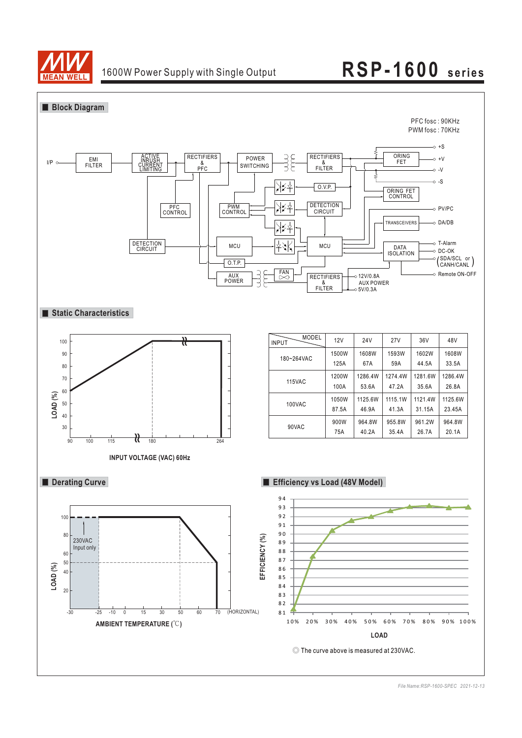## Block Diagram

PFC fosc : 90KHz
PWM fosc : 70KHz

I/P → EMI FILTER → ACTIVE INRUSH CURRENT LIMITING → RECTIFIERS & PFC → POWER SWITCHING → RECTIFIERS & FILTER → ORING FET → +S, +V, -V, -S

PFC CONTROL, PWM CONTROL, O.V.P., DETECTION CIRCUIT, ORING FET CONTROL, TRANSCEIVERS, MCU, DATA ISOLATION, O.T.P., AUX POWER, FAN, RECTIFIERS & FILTER

Outputs: PV/PC, DA/DB, T-Alarm, DC-OK, (SDA/SCL or CANH/CANL), Remote ON-OFF, 12V/0.8A AUX POWER, 5V/0.3A

## Static Characteristics

LOAD (%) vs INPUT VOLTAGE (VAC) 60Hz

| INPUT \ MODEL | 12V | 24V | 27V | 36V | 48V |
|---|---|---|---|---|---|
| 180~264VAC | 1500W 125A | 1608W 67A | 1593W 59A | 1602W 44.5A | 1608W 33.5A |
| 115VAC | 1200W 100A | 1286.4W 53.6A | 1274.4W 47.2A | 1281.6W 35.6A | 1286.4W 26.8A |
| 100VAC | 1050W 87.5A | 1125.6W 46.9A | 1115.1W 41.3A | 1121.4W 31.15A | 1125.6W 23.45A |
| 90VAC | 900W 75A | 964.8W 40.2A | 955.8W 35.4A | 961.2W 26.7A | 964.8W 20.1A |

## Derating Curve

LOAD (%) vs AMBIENT TEMPERATURE (℃) (HORIZONTAL)

230VAC Input only

## Efficiency vs Load (48V Model)

EFFICIENCY (%) vs LOAD

◎ The curve above is measured at 230VAC.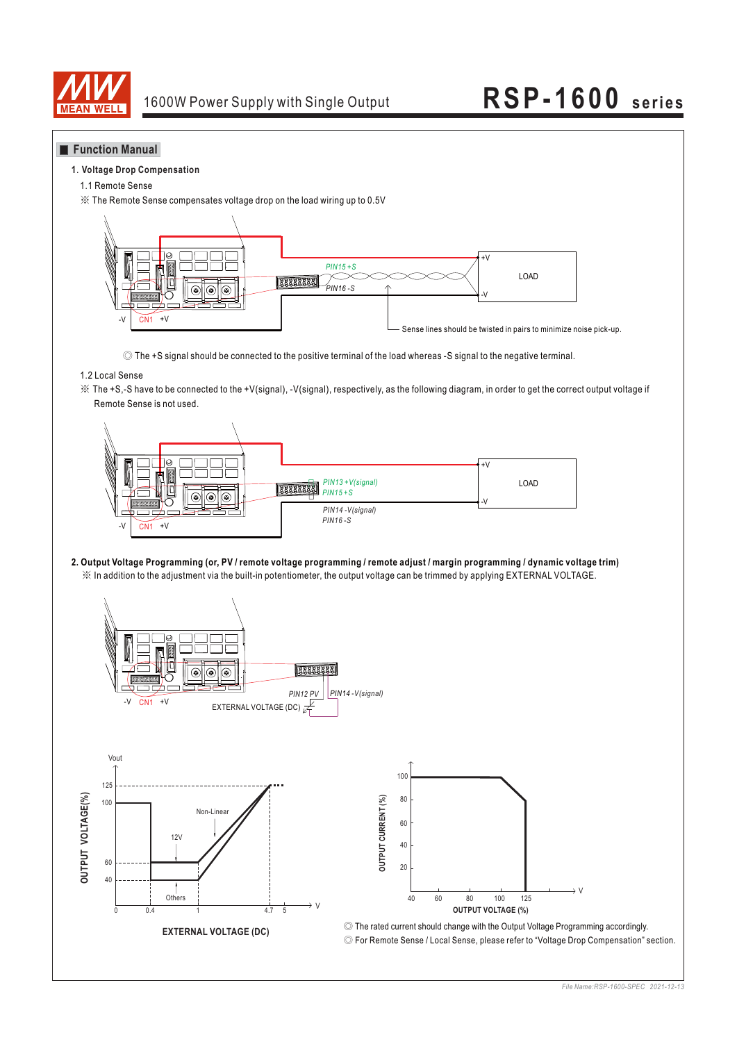## Function Manual

1. **Voltage Drop Compensation**

1.1 Remote Sense

※ The Remote Sense compensates voltage drop on the load wiring up to 0.5V

-V CN1 +V

PIN15 +S

PIN16 -S

+V LOAD -V

Sense lines should be twisted in pairs to minimize noise pick-up.

◎ The +S signal should be connected to the positive terminal of the load whereas -S signal to the negative terminal.

1.2 Local Sense

※ The +S,-S have to be connected to the +V(signal), -V(signal), respectively, as the following diagram, in order to get the correct output voltage if Remote Sense is not used.

-V CN1 +V

PIN13 +V(signal)
PIN15 +S

PIN14 -V(signal)
PIN16 -S

+V LOAD -V

2. **Output Voltage Programming (or, PV / remote voltage programming / remote adjust / margin programming / dynamic voltage trim)**

※ In addition to the adjustment via the built-in potentiometer, the output voltage can be trimmed by applying EXTERNAL VOLTAGE.

-V CN1 +V

PIN12 PV

PIN14 -V(signal)

EXTERNAL VOLTAGE (DC)

Vout

OUTPUT VOLTAGE(%)

125, 100, 60, 40

Non-Linear

12V

Others

0, 0.4, 1, 4.7, 5 V

EXTERNAL VOLTAGE (DC)

OUTPUT CURRENT (%)

100, 80, 60, 40, 20

40, 60, 80, 100, 125 V

OUTPUT VOLTAGE (%)

◎ The rated current should change with the Output Voltage Programming accordingly.

◎ For Remote Sense / Local Sense, please refer to "Voltage Drop Compensation" section.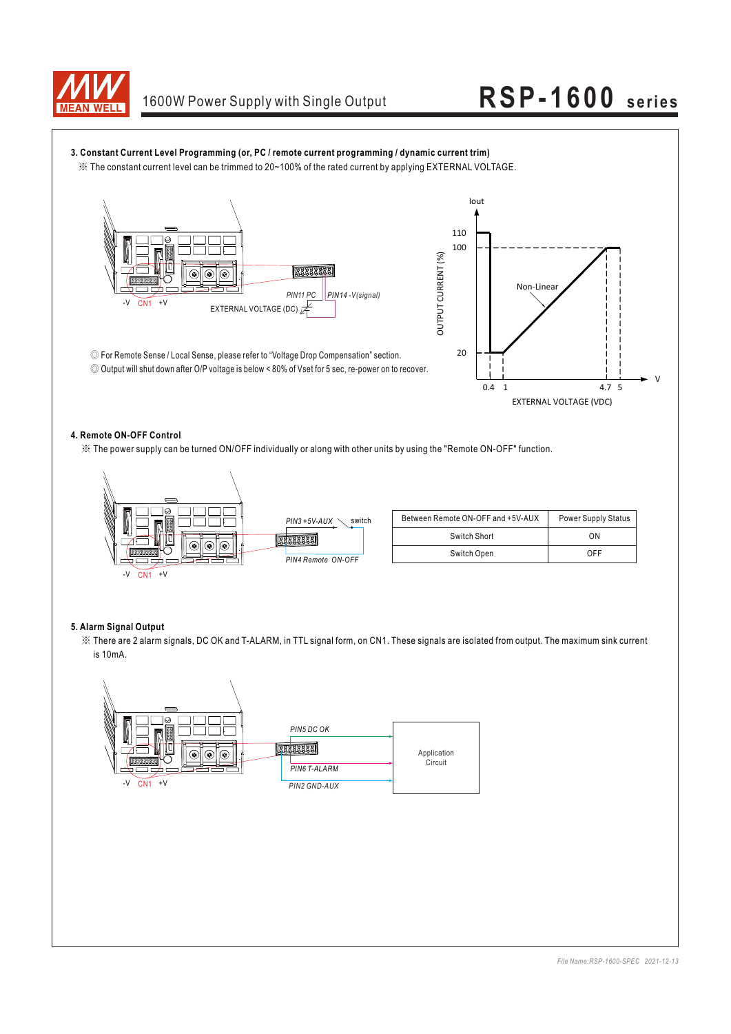### 3. Constant Current Level Programming (or, PC / remote current programming / dynamic current trim)

※ The constant current level can be trimmed to 20~100% of the rated current by applying EXTERNAL VOLTAGE.

-V CN1 +V

PIN11 PC PIN14 -V(signal)

EXTERNAL VOLTAGE (DC)

Iout

110

100

OUTPUT CURRENT (%)

Non-Linear

20

0.4 1 4.7 5 V

EXTERNAL VOLTAGE (VDC)

◎ For Remote Sense / Local Sense, please refer to "Voltage Drop Compensation" section.

◎ Output will shut down after O/P voltage is below < 80% of Vset for 5 sec, re-power on to recover.

### 4. Remote ON-OFF Control

※ The power supply can be turned ON/OFF individually or along with other units by using the "Remote ON-OFF" function.

-V CN1 +V

PIN3 +5V-AUX switch

PIN4 Remote ON-OFF

| Between Remote ON-OFF and +5V-AUX | Power Supply Status |
|---|---|
| Switch Short | ON |
| Switch Open | OFF |

### 5. Alarm Signal Output

※ There are 2 alarm signals, DC OK and T-ALARM, in TTL signal form, on CN1. These signals are isolated from output. The maximum sink current is 10mA.

-V CN1 +V

PIN5 DC OK

PIN6 T-ALARM

PIN2 GND-AUX

Application Circuit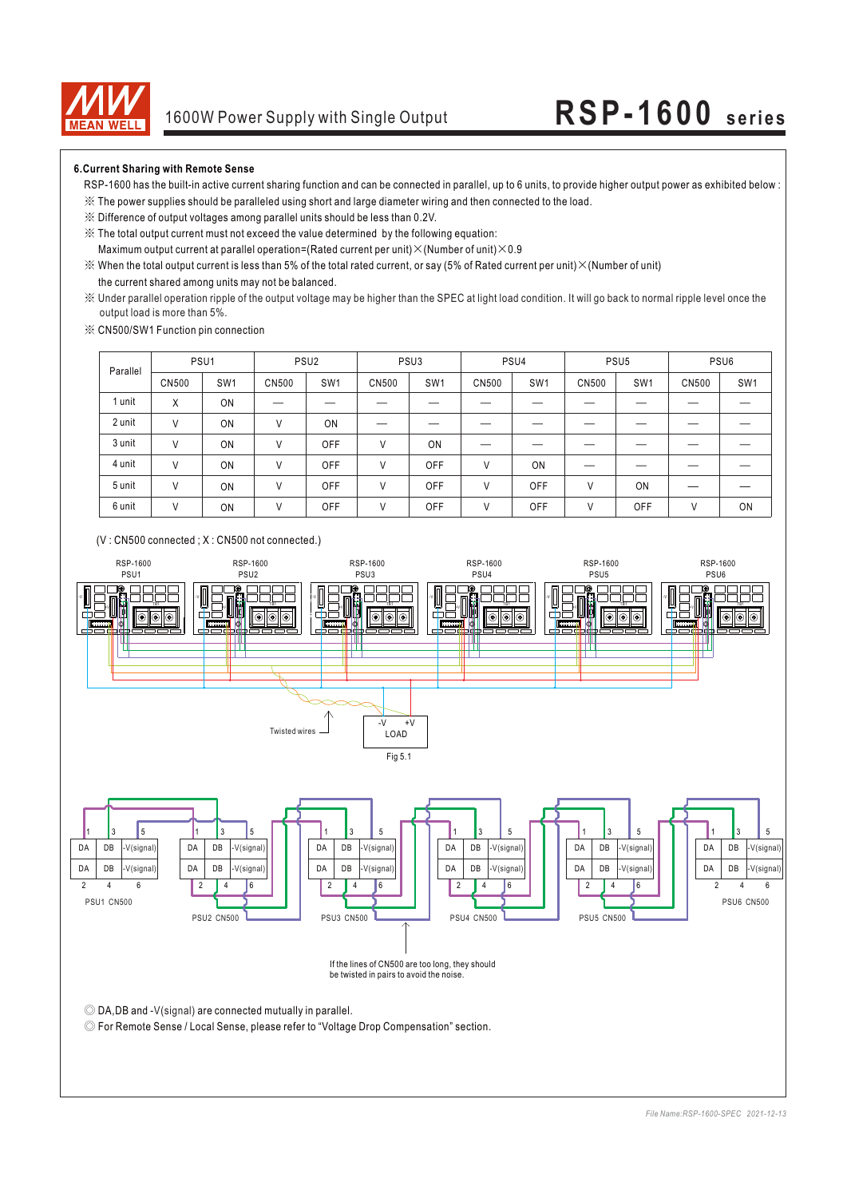### 6.Current Sharing with Remote Sense

RSP-1600 has the built-in active current sharing function and can be connected in parallel, up to 6 units, to provide higher output power as exhibited below :

※ The power supplies should be paralleled using short and large diameter wiring and then connected to the load.

※ Difference of output voltages among parallel units should be less than 0.2V.

※ The total output current must not exceed the value determined by the following equation:
Maximum output current at parallel operation=(Rated current per unit)×(Number of unit)×0.9

※ When the total output current is less than 5% of the total rated current, or say (5% of Rated current per unit)×(Number of unit) the current shared among units may not be balanced.

※ Under parallel operation ripple of the output voltage may be higher than the SPEC at light load condition. It will go back to normal ripple level once the output load is more than 5%.

※ CN500/SW1 Function pin connection

| Parallel | PSU1 | | PSU2 | | PSU3 | | PSU4 | | PSU5 | | PSU6 | |
|---|---|---|---|---|---|---|---|---|---|---|---|---|
| | CN500 | SW1 | CN500 | SW1 | CN500 | SW1 | CN500 | SW1 | CN500 | SW1 | CN500 | SW1 |
| 1 unit | X | ON | — | — | — | — | — | — | — | — | — | — |
| 2 unit | V | ON | V | ON | — | — | — | — | — | — | — | — |
| 3 unit | V | ON | V | OFF | V | ON | — | — | — | — | — | — |
| 4 unit | V | ON | V | OFF | V | OFF | V | ON | — | — | — | — |
| 5 unit | V | ON | V | OFF | V | OFF | V | OFF | V | ON | — | — |
| 6 unit | V | ON | V | OFF | V | OFF | V | OFF | V | OFF | V | ON |

(V : CN500 connected ; X : CN500 not connected.)

RSP-1600 PSU1 RSP-1600 PSU2 RSP-1600 PSU3 RSP-1600 PSU4 RSP-1600 PSU5 RSP-1600 PSU6

Twisted wires

-V +V LOAD

Fig 5.1

PSU1 CN500 PSU2 CN500 PSU3 CN500 PSU4 CN500 PSU5 CN500 PSU6 CN500

If the lines of CN500 are too long, they should be twisted in pairs to avoid the noise.

◎ DA,DB and -V(signal) are connected mutually in parallel.

◎ For Remote Sense / Local Sense, please refer to "Voltage Drop Compensation" section.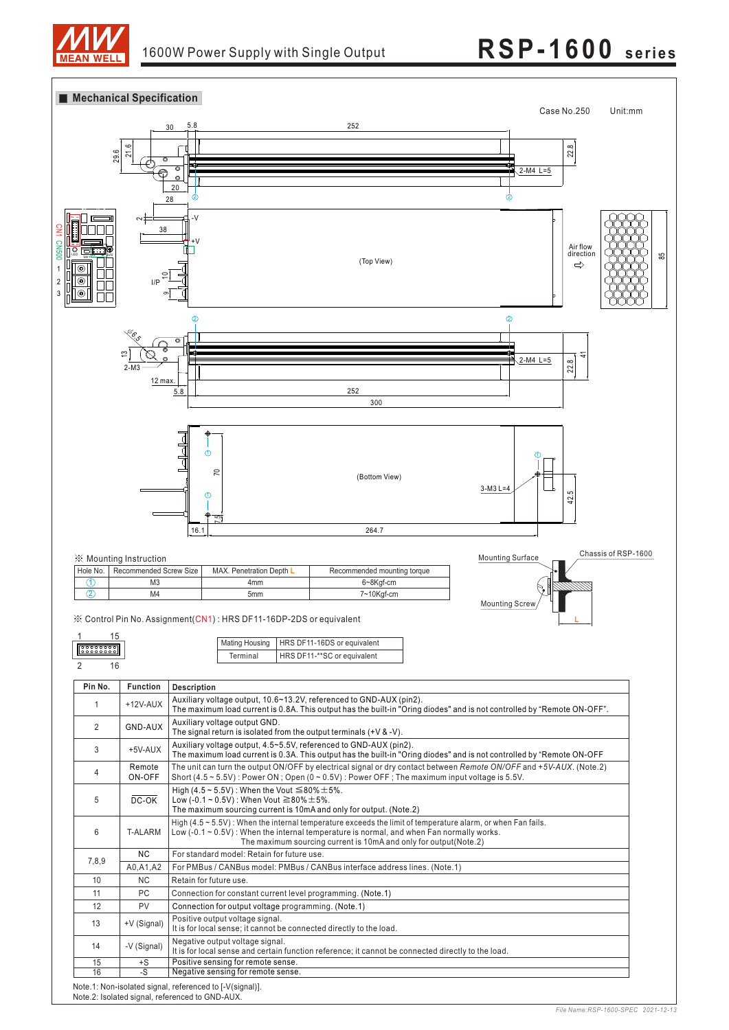## Mechanical Specification

Case No.250 Unit:mm

(Top View)

Air flow direction

(Bottom View)

※ Mounting Instruction

| Hole No. | Recommended Screw Size | MAX. Penetration Depth L | Recommended mounting torque |
|---|---|---|---|
| ① | M3 | 4mm | 6~8Kgf-cm |
| ② | M4 | 5mm | 7~10Kgf-cm |

Mounting Surface
Chassis of RSP-1600
Mounting Screw

※ Control Pin No. Assignment(CN1) : HRS DF11-16DP-2DS or equivalent

| Mating Housing | HRS DF11-16DS or equivalent |
|---|---|
| Terminal | HRS DF11-**SC or equivalent |

| Pin No. | Function | Description |
|---|---|---|
| 1 | +12V-AUX | Auxiliary voltage output, 10.6~13.2V, referenced to GND-AUX (pin2).<br>The maximum load current is 0.8A. This output has the built-in "Oring diodes" and is not controlled by "Remote ON-OFF". |
| 2 | GND-AUX | Auxiliary voltage output GND.<br>The signal return is isolated from the output terminals (+V & -V). |
| 3 | +5V-AUX | Auxiliary voltage output, 4.5~5.5V, referenced to GND-AUX (pin2).<br>The maximum load current is 0.3A. This output has the built-in "Oring diodes" and is not controlled by "Remote ON-OFF |
| 4 | Remote ON-OFF | The unit can turn the output ON/OFF by electrical signal or dry contact between *Remote ON/OFF* and *+5V-AUX*. (Note.2)<br>Short (4.5 ~ 5.5V) : Power ON ; Open (0 ~ 0.5V) : Power OFF ; The maximum input voltage is 5.5V. |
| 5 | $\overline{\text{DC-OK}}$ | High (4.5 ~ 5.5V) : When the Vout ≦80%±5%.<br>Low (-0.1 ~ 0.5V) : When Vout ≧80%±5%.<br>The maximum sourcing current is 10mA and only for output. (Note.2) |
| 6 | T-ALARM | High (4.5 ~ 5.5V) : When the internal temperature exceeds the limit of temperature alarm, or when Fan fails.<br>Low (-0.1 ~ 0.5V) : When the internal temperature is normal, and when Fan normally works.<br>The maximum sourcing current is 10mA and only for output(Note.2) |
| 7,8,9 | NC | For standard model: Retain for future use. |
| | A0,A1,A2 | For PMBus / CANBus model: PMBus / CANBus interface address lines. (Note.1) |
| 10 | NC | Retain for future use. |
| 11 | PC | Connection for constant current level programming. (Note.1) |
| 12 | PV | Connection for output voltage programming. (Note.1) |
| 13 | +V (Signal) | Positive output voltage signal.<br>It is for local sense; it cannot be connected directly to the load. |
| 14 | -V (Signal) | Negative output voltage signal.<br>It is for local sense and certain function reference; it cannot be connected directly to the load. |
| 15 | +S | Positive sensing for remote sense. |
| 16 | -S | Negative sensing for remote sense. |

Note.1: Non-isolated signal, referenced to [-V(signal)].
Note.2: Isolated signal, referenced to GND-AUX.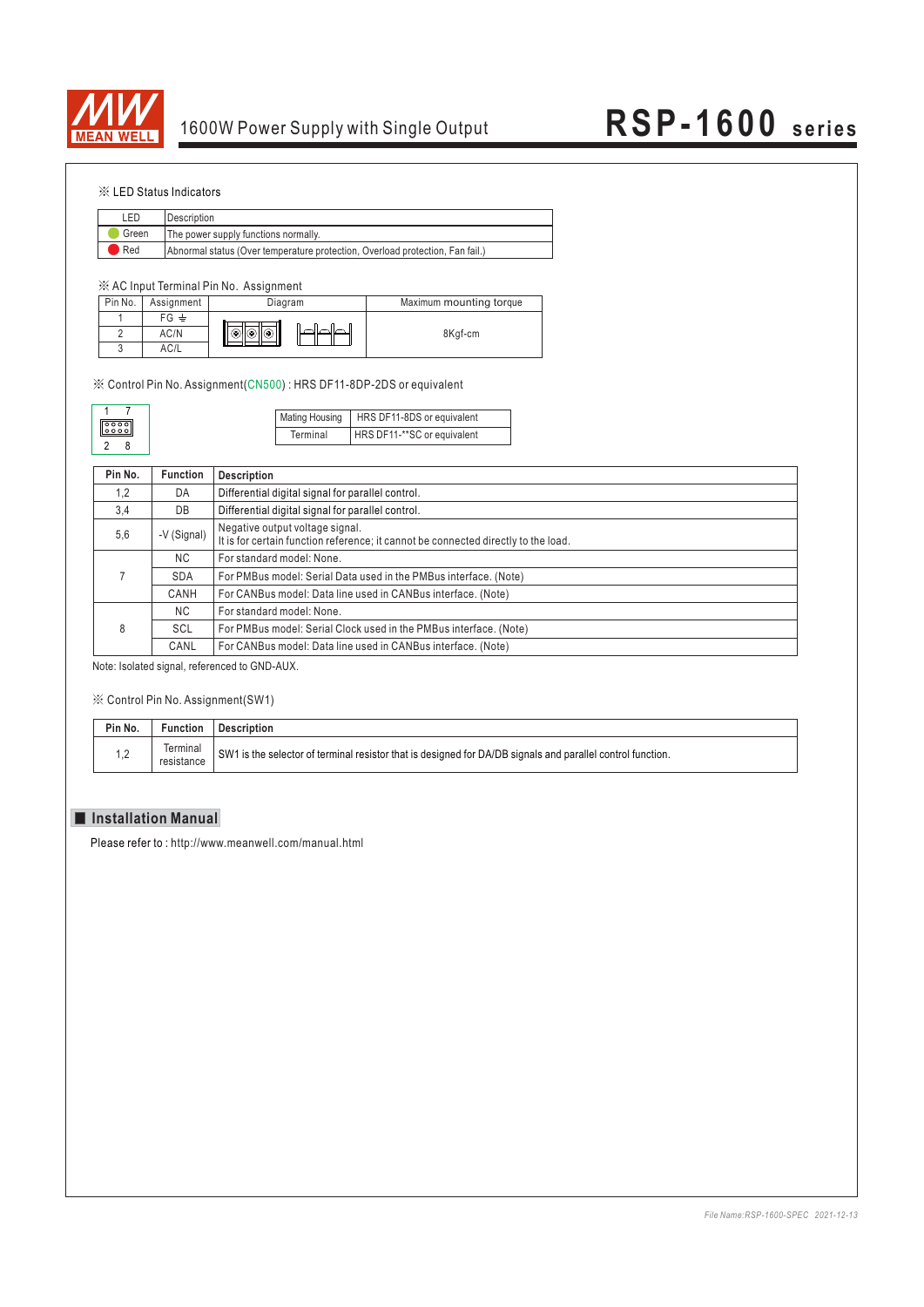※ LED Status Indicators

| LED | Description |
|---|---|
| Green | The power supply functions normally. |
| Red | Abnormal status (Over temperature protection, Overload protection, Fan fail.) |

※ AC Input Terminal Pin No. Assignment

| Pin No. | Assignment | Diagram | Maximum mounting torque |
|---|---|---|---|
| 1 | FG ⏚ | | 8Kgf-cm |
| 2 | AC/N | | |
| 3 | AC/L | | |

※ Control Pin No. Assignment(CN500) : HRS DF11-8DP-2DS or equivalent

1 7

2 8

| Mating Housing | HRS DF11-8DS or equivalent |
|---|---|
| Terminal | HRS DF11-**SC or equivalent |

| Pin No. | Function | Description |
|---|---|---|
| 1,2 | DA | Differential digital signal for parallel control. |
| 3,4 | DB | Differential digital signal for parallel control. |
| 5,6 | -V (Signal) | Negative output voltage signal.<br>It is for certain function reference; it cannot be connected directly to the load. |
| 7 | NC | For standard model: None. |
| | SDA | For PMBus model: Serial Data used in the PMBus interface. (Note) |
| | CANH | For CANBus model: Data line used in CANBus interface. (Note) |
| 8 | NC | For standard model: None. |
| | SCL | For PMBus model: Serial Clock used in the PMBus interface. (Note) |
| | CANL | For CANBus model: Data line used in CANBus interface. (Note) |

Note: Isolated signal, referenced to GND-AUX.

※ Control Pin No. Assignment(SW1)

| Pin No. | Function | Description |
|---|---|---|
| 1,2 | Terminal resistance | SW1 is the selector of terminal resistor that is designed for DA/DB signals and parallel control function. |

## Installation Manual

Please refer to : http://www.meanwell.com/manual.html